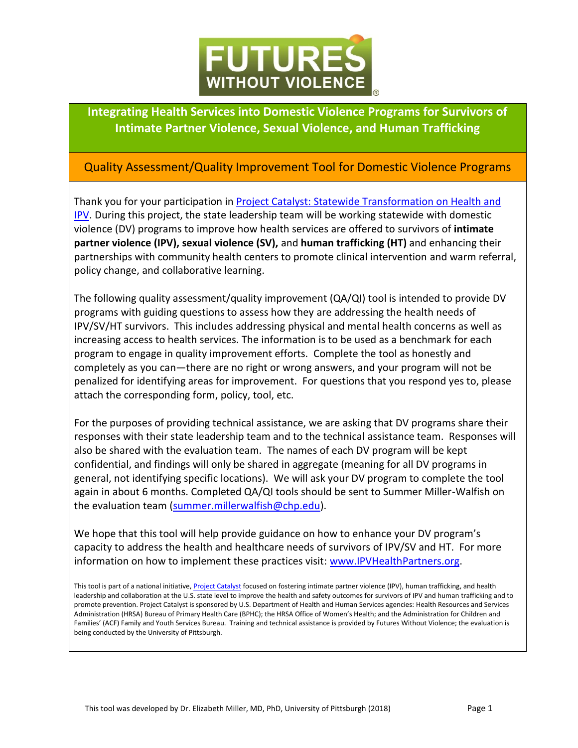FUTURES WITHOUT VIOLENCE

# Integrating Health Services into Domestic Violence Programs for Survivors of Intimate Partner Violence, Sexual Violence, and Human Trafficking

## Quality Assessment/Quality Improvement Tool for Domestic Violence Programs

Thank you for your participation in Project Catalyst: Statewide Transformation on Health and IPV. During this project, the state leadership team will be working statewide with domestic violence (DV) programs to improve how health services are offered to survivors of **intimate partner violence (IPV), sexual violence (SV),** and **human trafficking (HT)** and enhancing their partnerships with community health centers to promote clinical intervention and warm referral, policy change, and collaborative learning.

The following quality assessment/quality improvement (QA/QI) tool is intended to provide DV programs with guiding questions to assess how they are addressing the health needs of IPV/SV/HT survivors. This includes addressing physical and mental health concerns as well as increasing access to health services. The information is to be used as a benchmark for each program to engage in quality improvement efforts. Complete the tool as honestly and completely as you can—there are no right or wrong answers, and your program will not be penalized for identifying areas for improvement. For questions that you respond yes to, please attach the corresponding form, policy, tool, etc.

For the purposes of providing technical assistance, we are asking that DV programs share their responses with their state leadership team and to the technical assistance team. Responses will also be shared with the evaluation team. The names of each DV program will be kept confidential, and findings will only be shared in aggregate (meaning for all DV programs in general, not identifying specific locations). We will ask your DV program to complete the tool again in about 6 months. Completed QA/QI tools should be sent to Summer Miller-Walfish on the evaluation team (summer.millerwalfish@chp.edu).

We hope that this tool will help provide guidance on how to enhance your DV program's capacity to address the health and healthcare needs of survivors of IPV/SV and HT. For more information on how to implement these practices visit: www.IPVHealthPartners.org.

This tool is part of a national initiative, Project Catalyst focused on fostering intimate partner violence (IPV), human trafficking, and health leadership and collaboration at the U.S. state level to improve the health and safety outcomes for survivors of IPV and human trafficking and to promote prevention. Project Catalyst is sponsored by U.S. Department of Health and Human Services agencies: Health Resources and Services Administration (HRSA) Bureau of Primary Health Care (BPHC); the HRSA Office of Women's Health; and the Administration for Children and Families' (ACF) Family and Youth Services Bureau. Training and technical assistance is provided by Futures Without Violence; the evaluation is being conducted by the University of Pittsburgh.

This tool was developed by Dr. Elizabeth Miller, MD, PhD, University of Pittsburgh (2018)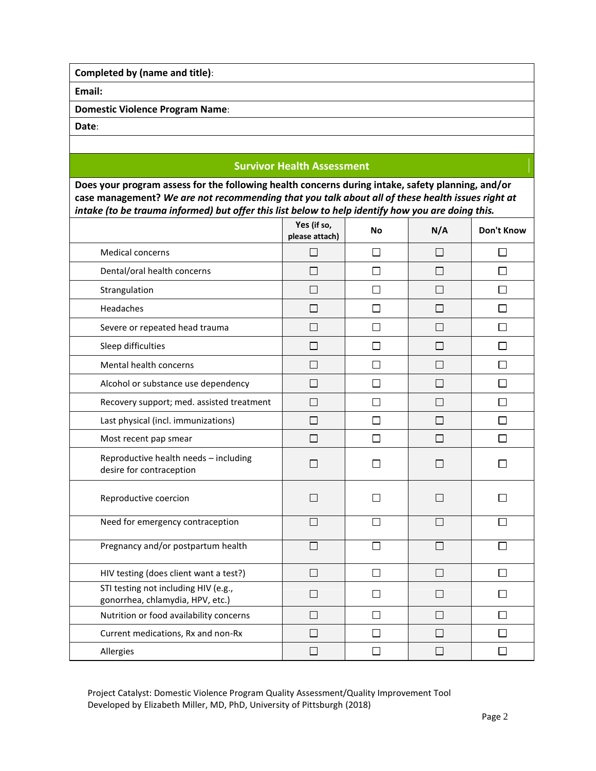| **Completed by (name and title)**: |
| --- |
| **Email:** |
| **Domestic Violence Program Name**: |
| **Date**: |

## Survivor Health Assessment

**Does your program assess for the following health concerns during intake, safety planning, and/or case management?** ***We are not recommending that you talk about all of these health issues right at intake (to be trauma informed) but offer this list below to help identify how you are doing this.***

| | Yes (if so, please attach) | No | N/A | Don't Know |
| --- | --- | --- | --- | --- |
| Medical concerns | ☐ | ☐ | ☐ | ☐ |
| Dental/oral health concerns | ☐ | ☐ | ☐ | ☐ |
| Strangulation | ☐ | ☐ | ☐ | ☐ |
| Headaches | ☐ | ☐ | ☐ | ☐ |
| Severe or repeated head trauma | ☐ | ☐ | ☐ | ☐ |
| Sleep difficulties | ☐ | ☐ | ☐ | ☐ |
| Mental health concerns | ☐ | ☐ | ☐ | ☐ |
| Alcohol or substance use dependency | ☐ | ☐ | ☐ | ☐ |
| Recovery support; med. assisted treatment | ☐ | ☐ | ☐ | ☐ |
| Last physical (incl. immunizations) | ☐ | ☐ | ☐ | ☐ |
| Most recent pap smear | ☐ | ☐ | ☐ | ☐ |
| Reproductive health needs – including desire for contraception | ☐ | ☐ | ☐ | ☐ |
| Reproductive coercion | ☐ | ☐ | ☐ | ☐ |
| Need for emergency contraception | ☐ | ☐ | ☐ | ☐ |
| Pregnancy and/or postpartum health | ☐ | ☐ | ☐ | ☐ |
| HIV testing (does client want a test?) | ☐ | ☐ | ☐ | ☐ |
| STI testing not including HIV (e.g., gonorrhea, chlamydia, HPV, etc.) | ☐ | ☐ | ☐ | ☐ |
| Nutrition or food availability concerns | ☐ | ☐ | ☐ | ☐ |
| Current medications, Rx and non-Rx | ☐ | ☐ | ☐ | ☐ |
| Allergies | ☐ | ☐ | ☐ | ☐ |

Project Catalyst: Domestic Violence Program Quality Assessment/Quality Improvement Tool
Developed by Elizabeth Miller, MD, PhD, University of Pittsburgh (2018)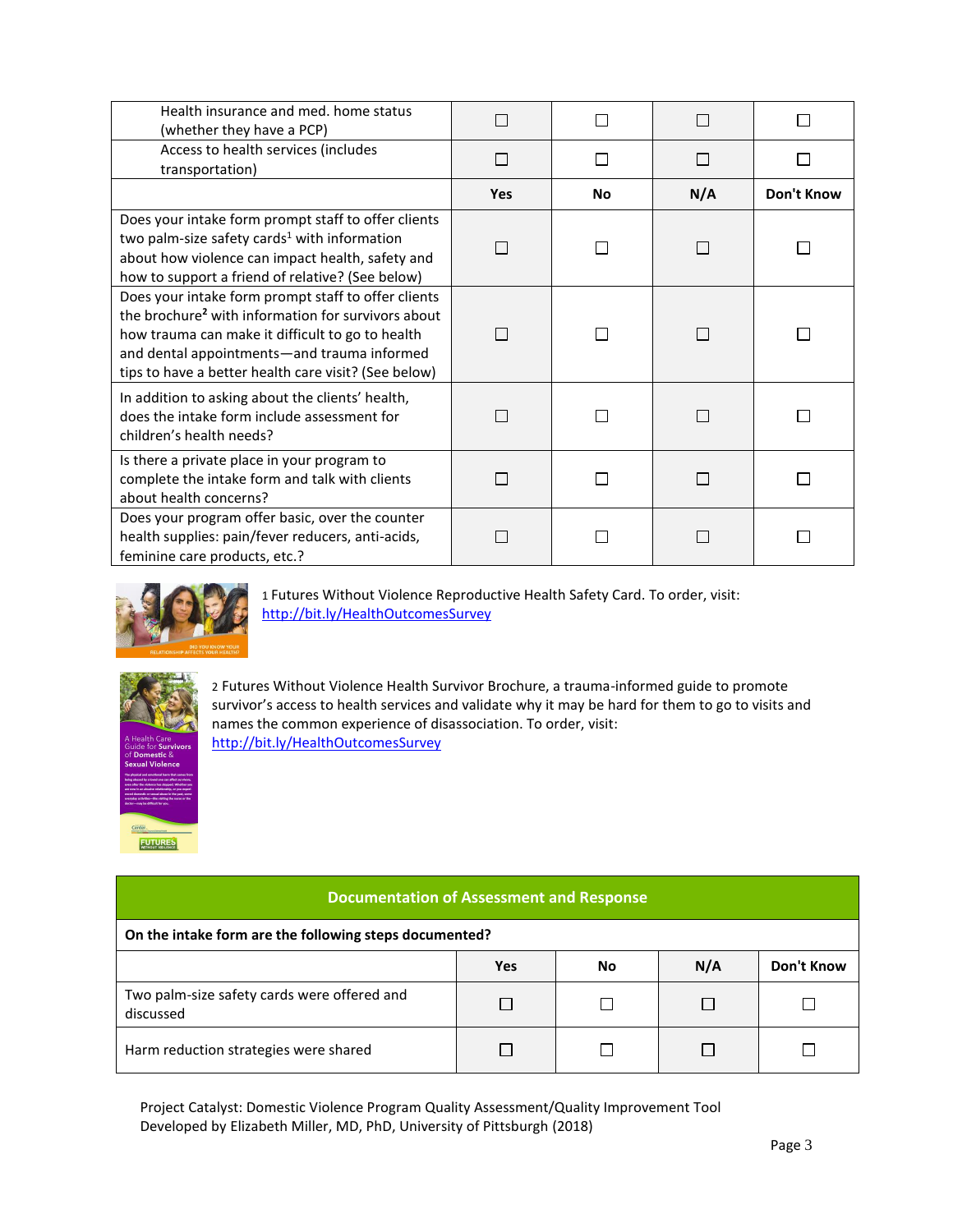| | | | | |
|---|---|---|---|---|
| Health insurance and med. home status (whether they have a PCP) | ☐ | ☐ | ☐ | ☐ |
| Access to health services (includes transportation) | ☐ | ☐ | ☐ | ☐ |
| | **Yes** | **No** | **N/A** | **Don't Know** |
| Does your intake form prompt staff to offer clients two palm-size safety cards[1] with information about how violence can impact health, safety and how to support a friend of relative? (See below) | ☐ | ☐ | ☐ | ☐ |
| Does your intake form prompt staff to offer clients the brochure[2] with information for survivors about how trauma can make it difficult to go to health and dental appointments—and trauma informed tips to have a better health care visit? (See below) | ☐ | ☐ | ☐ | ☐ |
| In addition to asking about the clients' health, does the intake form include assessment for children's health needs? | ☐ | ☐ | ☐ | ☐ |
| Is there a private place in your program to complete the intake form and talk with clients about health concerns? | ☐ | ☐ | ☐ | ☐ |
| Does your program offer basic, over the counter health supplies: pain/fever reducers, anti-acids, feminine care products, etc.? | ☐ | ☐ | ☐ | ☐ |

1 Futures Without Violence Reproductive Health Safety Card. To order, visit: http://bit.ly/HealthOutcomesSurvey

2 Futures Without Violence Health Survivor Brochure, a trauma-informed guide to promote survivor's access to health services and validate why it may be hard for them to go to visits and names the common experience of disassociation. To order, visit: http://bit.ly/HealthOutcomesSurvey

| Documentation of Assessment and Response | | | | |
|---|---|---|---|---|
| **On the intake form are the following steps documented?** | | | | |
| | **Yes** | **No** | **N/A** | **Don't Know** |
| Two palm-size safety cards were offered and discussed | ☐ | ☐ | ☐ | ☐ |
| Harm reduction strategies were shared | ☐ | ☐ | ☐ | ☐ |

Project Catalyst: Domestic Violence Program Quality Assessment/Quality Improvement Tool
Developed by Elizabeth Miller, MD, PhD, University of Pittsburgh (2018)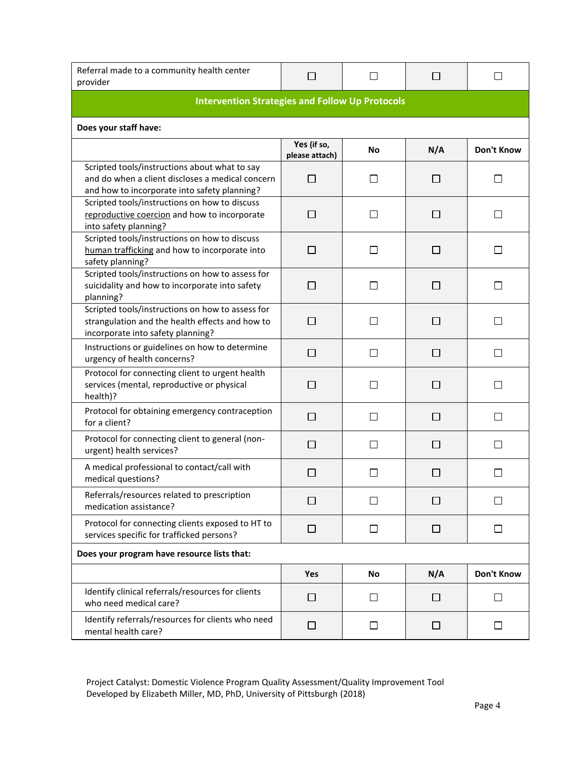| | | | | |
|---|---|---|---|---|
| Referral made to a community health center provider | ☐ | ☐ | ☐ | ☐ |

## Intervention Strategies and Follow Up Protocols

**Does your staff have:**

| | Yes (if so, please attach) | No | N/A | Don't Know |
|---|---|---|---|---|
| Scripted tools/instructions about what to say and do when a client discloses a medical concern and how to incorporate into safety planning? | ☐ | ☐ | ☐ | ☐ |
| Scripted tools/instructions on how to discuss reproductive coercion and how to incorporate into safety planning? | ☐ | ☐ | ☐ | ☐ |
| Scripted tools/instructions on how to discuss human trafficking and how to incorporate into safety planning? | ☐ | ☐ | ☐ | ☐ |
| Scripted tools/instructions on how to assess for suicidality and how to incorporate into safety planning? | ☐ | ☐ | ☐ | ☐ |
| Scripted tools/instructions on how to assess for strangulation and the health effects and how to incorporate into safety planning? | ☐ | ☐ | ☐ | ☐ |
| Instructions or guidelines on how to determine urgency of health concerns? | ☐ | ☐ | ☐ | ☐ |
| Protocol for connecting client to urgent health services (mental, reproductive or physical health)? | ☐ | ☐ | ☐ | ☐ |
| Protocol for obtaining emergency contraception for a client? | ☐ | ☐ | ☐ | ☐ |
| Protocol for connecting client to general (non-urgent) health services? | ☐ | ☐ | ☐ | ☐ |
| A medical professional to contact/call with medical questions? | ☐ | ☐ | ☐ | ☐ |
| Referrals/resources related to prescription medication assistance? | ☐ | ☐ | ☐ | ☐ |
| Protocol for connecting clients exposed to HT to services specific for trafficked persons? | ☐ | ☐ | ☐ | ☐ |

**Does your program have resource lists that:**

| | Yes | No | N/A | Don't Know |
|---|---|---|---|---|
| Identify clinical referrals/resources for clients who need medical care? | ☐ | ☐ | ☐ | ☐ |
| Identify referrals/resources for clients who need mental health care? | ☐ | ☐ | ☐ | ☐ |

Project Catalyst: Domestic Violence Program Quality Assessment/Quality Improvement Tool
Developed by Elizabeth Miller, MD, PhD, University of Pittsburgh (2018)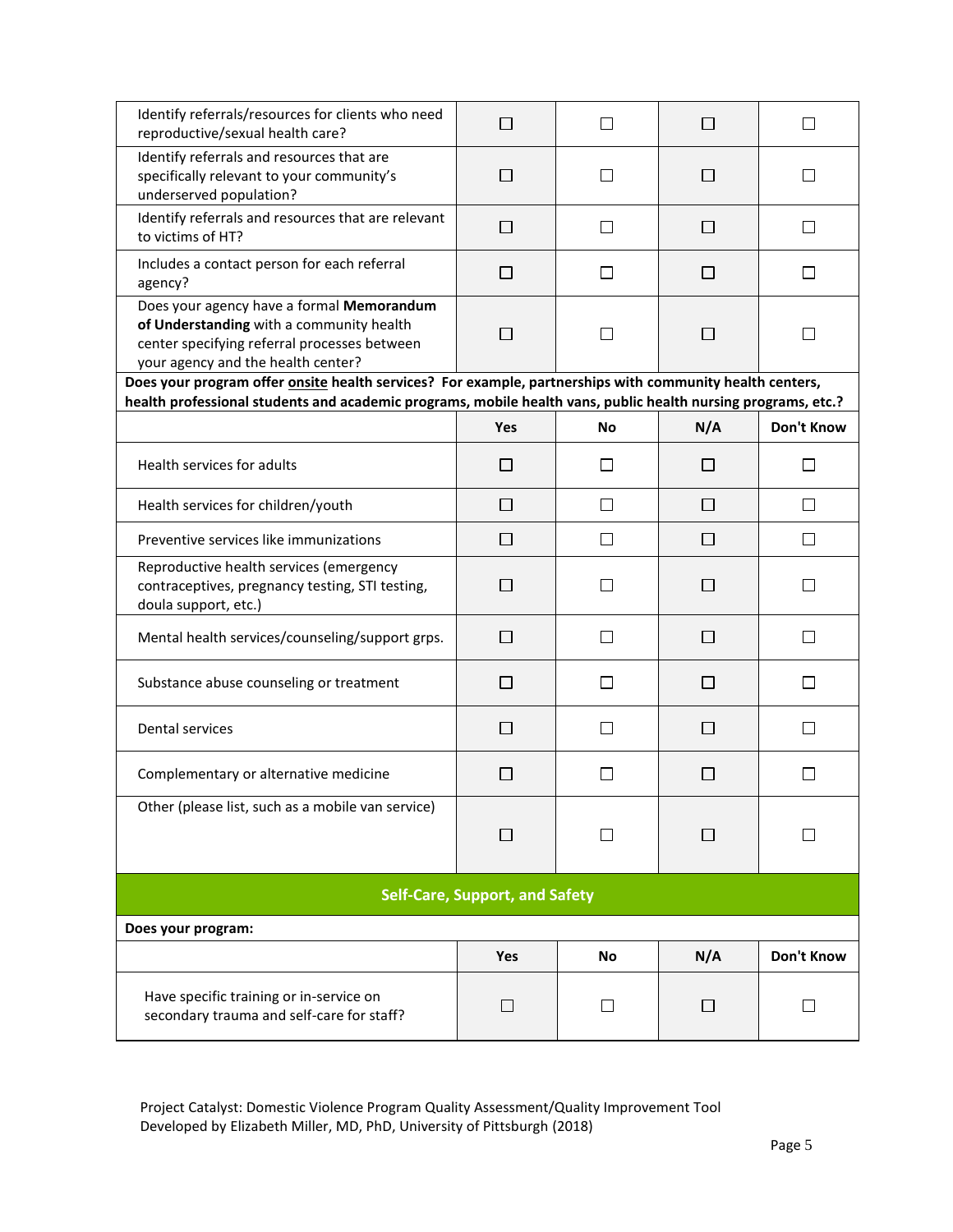| | | | | |
|---|---|---|---|---|
| Identify referrals/resources for clients who need reproductive/sexual health care? | ☐ | ☐ | ☐ | ☐ |
| Identify referrals and resources that are specifically relevant to your community's underserved population? | ☐ | ☐ | ☐ | ☐ |
| Identify referrals and resources that are relevant to victims of HT? | ☐ | ☐ | ☐ | ☐ |
| Includes a contact person for each referral agency? | ☐ | ☐ | ☐ | ☐ |
| Does your agency have a formal **Memorandum of Understanding** with a community health center specifying referral processes between your agency and the health center? | ☐ | ☐ | ☐ | ☐ |

**Does your program offer onsite health services? For example, partnerships with community health centers, health professional students and academic programs, mobile health vans, public health nursing programs, etc.?**

| | Yes | No | N/A | Don't Know |
|---|---|---|---|---|
| Health services for adults | ☐ | ☐ | ☐ | ☐ |
| Health services for children/youth | ☐ | ☐ | ☐ | ☐ |
| Preventive services like immunizations | ☐ | ☐ | ☐ | ☐ |
| Reproductive health services (emergency contraceptives, pregnancy testing, STI testing, doula support, etc.) | ☐ | ☐ | ☐ | ☐ |
| Mental health services/counseling/support grps. | ☐ | ☐ | ☐ | ☐ |
| Substance abuse counseling or treatment | ☐ | ☐ | ☐ | ☐ |
| Dental services | ☐ | ☐ | ☐ | ☐ |
| Complementary or alternative medicine | ☐ | ☐ | ☐ | ☐ |
| Other (please list, such as a mobile van service) | ☐ | ☐ | ☐ | ☐ |

## Self-Care, Support, and Safety

**Does your program:**

| | Yes | No | N/A | Don't Know |
|---|---|---|---|---|
| Have specific training or in-service on secondary trauma and self-care for staff? | ☐ | ☐ | ☐ | ☐ |

Project Catalyst: Domestic Violence Program Quality Assessment/Quality Improvement Tool
Developed by Elizabeth Miller, MD, PhD, University of Pittsburgh (2018)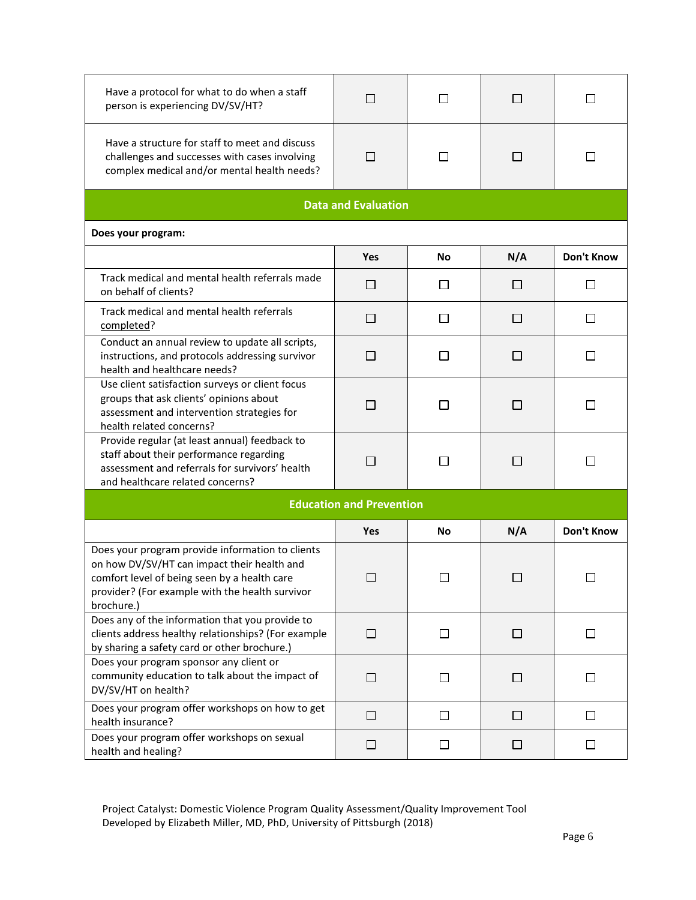| | | | | |
|---|---|---|---|---|
| Have a protocol for what to do when a staff person is experiencing DV/SV/HT? | ☐ | ☐ | ☐ | ☐ |
| Have a structure for staff to meet and discuss challenges and successes with cases involving complex medical and/or mental health needs? | ☐ | ☐ | ☐ | ☐ |

## Data and Evaluation

**Does your program:**

| | Yes | No | N/A | Don't Know |
|---|---|---|---|---|
| Track medical and mental health referrals made on behalf of clients? | ☐ | ☐ | ☐ | ☐ |
| Track medical and mental health referrals completed? | ☐ | ☐ | ☐ | ☐ |
| Conduct an annual review to update all scripts, instructions, and protocols addressing survivor health and healthcare needs? | ☐ | ☐ | ☐ | ☐ |
| Use client satisfaction surveys or client focus groups that ask clients' opinions about assessment and intervention strategies for health related concerns? | ☐ | ☐ | ☐ | ☐ |
| Provide regular (at least annual) feedback to staff about their performance regarding assessment and referrals for survivors' health and healthcare related concerns? | ☐ | ☐ | ☐ | ☐ |

## Education and Prevention

| | Yes | No | N/A | Don't Know |
|---|---|---|---|---|
| Does your program provide information to clients on how DV/SV/HT can impact their health and comfort level of being seen by a health care provider? (For example with the health survivor brochure.) | ☐ | ☐ | ☐ | ☐ |
| Does any of the information that you provide to clients address healthy relationships? (For example by sharing a safety card or other brochure.) | ☐ | ☐ | ☐ | ☐ |
| Does your program sponsor any client or community education to talk about the impact of DV/SV/HT on health? | ☐ | ☐ | ☐ | ☐ |
| Does your program offer workshops on how to get health insurance? | ☐ | ☐ | ☐ | ☐ |
| Does your program offer workshops on sexual health and healing? | ☐ | ☐ | ☐ | ☐ |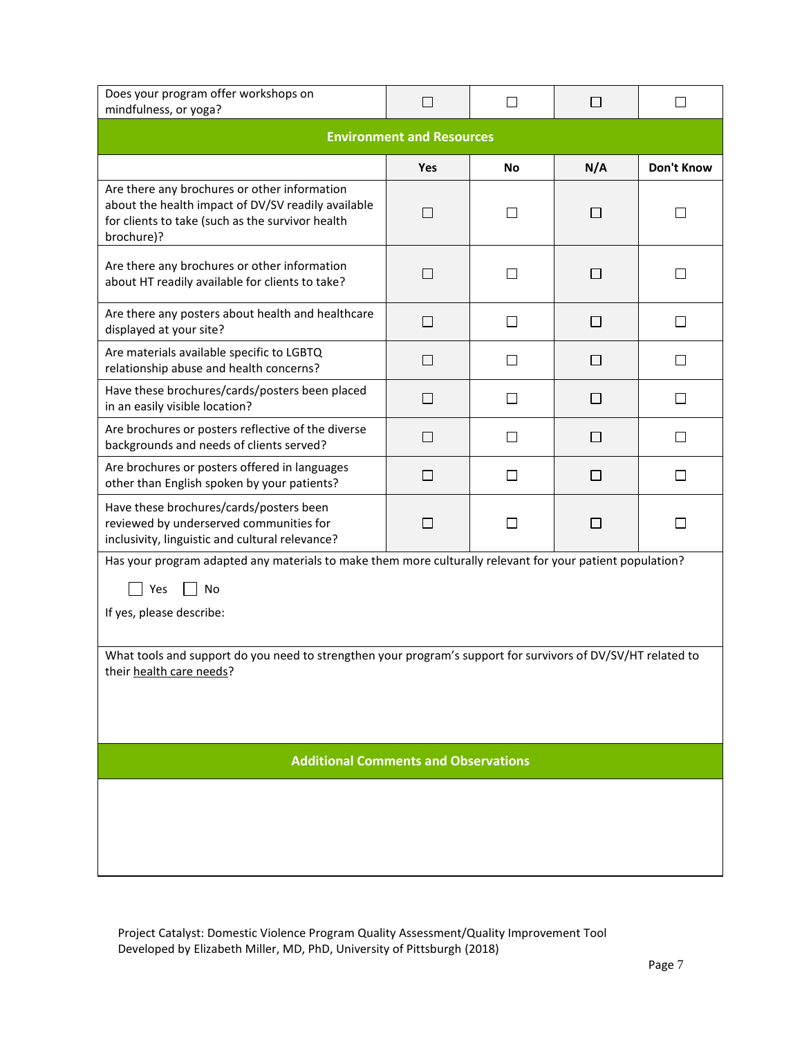| | | | | |
|---|---|---|---|---|
| Does your program offer workshops on mindfulness, or yoga? | ☐ | ☐ | ☐ | ☐ |

## Environment and Resources

| | Yes | No | N/A | Don't Know |
|---|---|---|---|---|
| Are there any brochures or other information about the health impact of DV/SV readily available for clients to take (such as the survivor health brochure)? | ☐ | ☐ | ☐ | ☐ |
| Are there any brochures or other information about HT readily available for clients to take? | ☐ | ☐ | ☐ | ☐ |
| Are there any posters about health and healthcare displayed at your site? | ☐ | ☐ | ☐ | ☐ |
| Are materials available specific to LGBTQ relationship abuse and health concerns? | ☐ | ☐ | ☐ | ☐ |
| Have these brochures/cards/posters been placed in an easily visible location? | ☐ | ☐ | ☐ | ☐ |
| Are brochures or posters reflective of the diverse backgrounds and needs of clients served? | ☐ | ☐ | ☐ | ☐ |
| Are brochures or posters offered in languages other than English spoken by your patients? | ☐ | ☐ | ☐ | ☐ |
| Have these brochures/cards/posters been reviewed by underserved communities for inclusivity, linguistic and cultural relevance? | ☐ | ☐ | ☐ | ☐ |

Has your program adapted any materials to make them more culturally relevant for your patient population?

☐ Yes ☐ No

If yes, please describe:

What tools and support do you need to strengthen your program's support for survivors of DV/SV/HT related to their <u>health care needs</u>?

## Additional Comments and Observations

Project Catalyst: Domestic Violence Program Quality Assessment/Quality Improvement Tool
Developed by Elizabeth Miller, MD, PhD, University of Pittsburgh (2018)